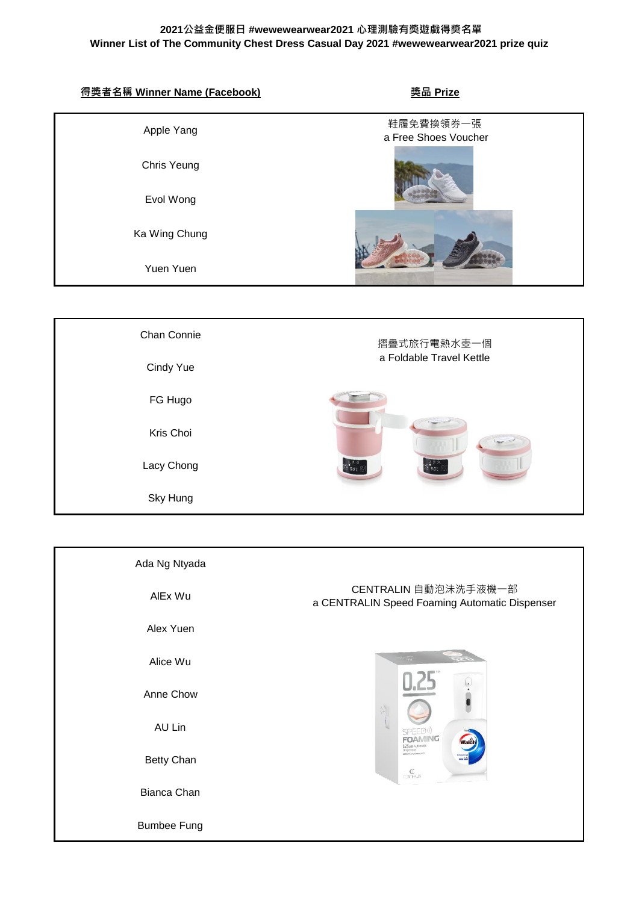**2021公益金便服日 #wewewearwear2021 心理測驗有獎遊戲得獎名單**
**Winner List of The Community Chest Dress Casual Day 2021 #wewewearwear2021 prize quiz**

| 得獎者名稱 Winner Name (Facebook) | 獎品 Prize |
| --- | --- |
| Apple Yang | 鞋履免費換領券一張<br>a Free Shoes Voucher |
| Chris Yeung | |
| Evol Wong | |
| Ka Wing Chung | |
| Yuen Yuen | |

| 得獎者名稱 Winner Name (Facebook) | 獎品 Prize |
| --- | --- |
| Chan Connie | 摺疊式旅行電熱水壺一個<br>a Foldable Travel Kettle |
| Cindy Yue | |
| FG Hugo | |
| Kris Choi | |
| Lacy Chong | |
| Sky Hung | |

| 得獎者名稱 Winner Name (Facebook) | 獎品 Prize |
| --- | --- |
| Ada Ng Ntyada | CENTRALIN 自動泡沫洗手液機一部<br>a CENTRALIN Speed Foaming Automatic Dispenser |
| AlEx Wu | |
| Alex Yuen | |
| Alice Wu | |
| Anne Chow | |
| AU Lin | |
| Betty Chan | |
| Bianca Chan | |
| Bumbee Fung | |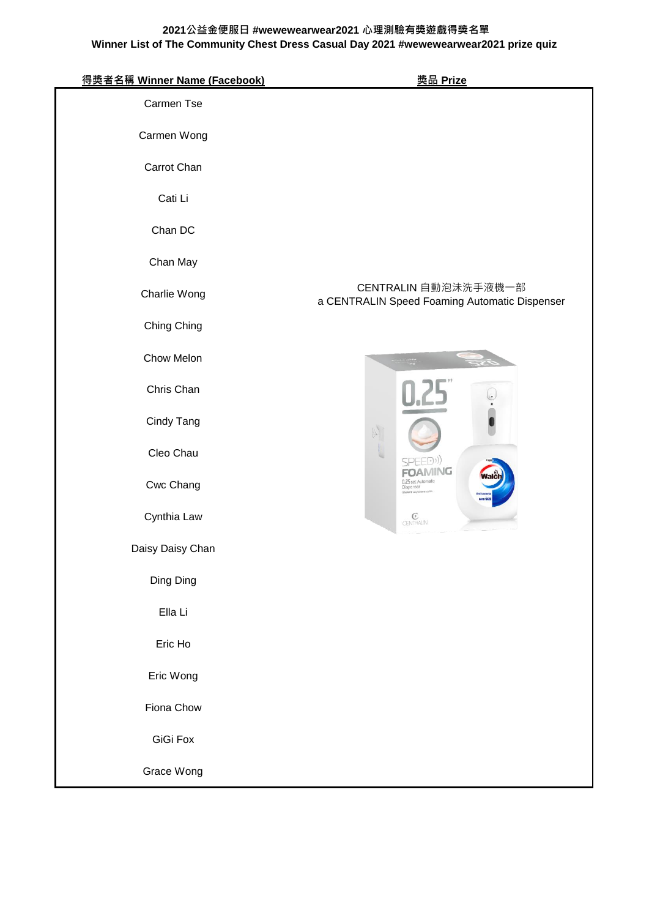**2021公益金便服日 #wewewearwear2021 心理測驗有獎遊戲得獎名單**
**Winner List of The Community Chest Dress Casual Day 2021 #wewewearwear2021 prize quiz**

| 得獎者名稱 Winner Name (Facebook) | 獎品 Prize |
|---|---|
| Carmen Tse | CENTRALIN 自動泡沫洗手液機一部<br>a CENTRALIN Speed Foaming Automatic Dispenser |
| Carmen Wong | |
| Carrot Chan | |
| Cati Li | |
| Chan DC | |
| Chan May | |
| Charlie Wong | |
| Ching Ching | |
| Chow Melon | |
| Chris Chan | |
| Cindy Tang | |
| Cleo Chau | |
| Cwc Chang | |
| Cynthia Law | |
| Daisy Daisy Chan | |
| Ding Ding | |
| Ella Li | |
| Eric Ho | |
| Eric Wong | |
| Fiona Chow | |
| GiGi Fox | |
| Grace Wong | |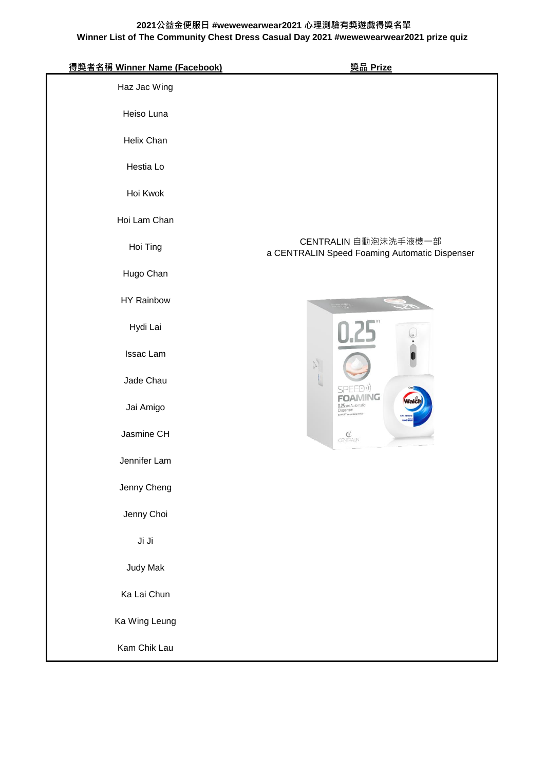**2021公益金便服日 #wewewearwear2021 心理測驗有獎遊戲得獎名單**
**Winner List of The Community Chest Dress Casual Day 2021 #wewewearwear2021 prize quiz**

| 得獎者名稱 Winner Name (Facebook) | 獎品 Prize |
|---|---|
| Haz Jac Wing | CENTRALIN 自動泡沫洗手液機一部<br>a CENTRALIN Speed Foaming Automatic Dispenser |
| Heiso Luna | |
| Helix Chan | |
| Hestia Lo | |
| Hoi Kwok | |
| Hoi Lam Chan | |
| Hoi Ting | |
| Hugo Chan | |
| HY Rainbow | |
| Hydi Lai | |
| Issac Lam | |
| Jade Chau | |
| Jai Amigo | |
| Jasmine CH | |
| Jennifer Lam | |
| Jenny Cheng | |
| Jenny Choi | |
| Ji Ji | |
| Judy Mak | |
| Ka Lai Chun | |
| Ka Wing Leung | |
| Kam Chik Lau | |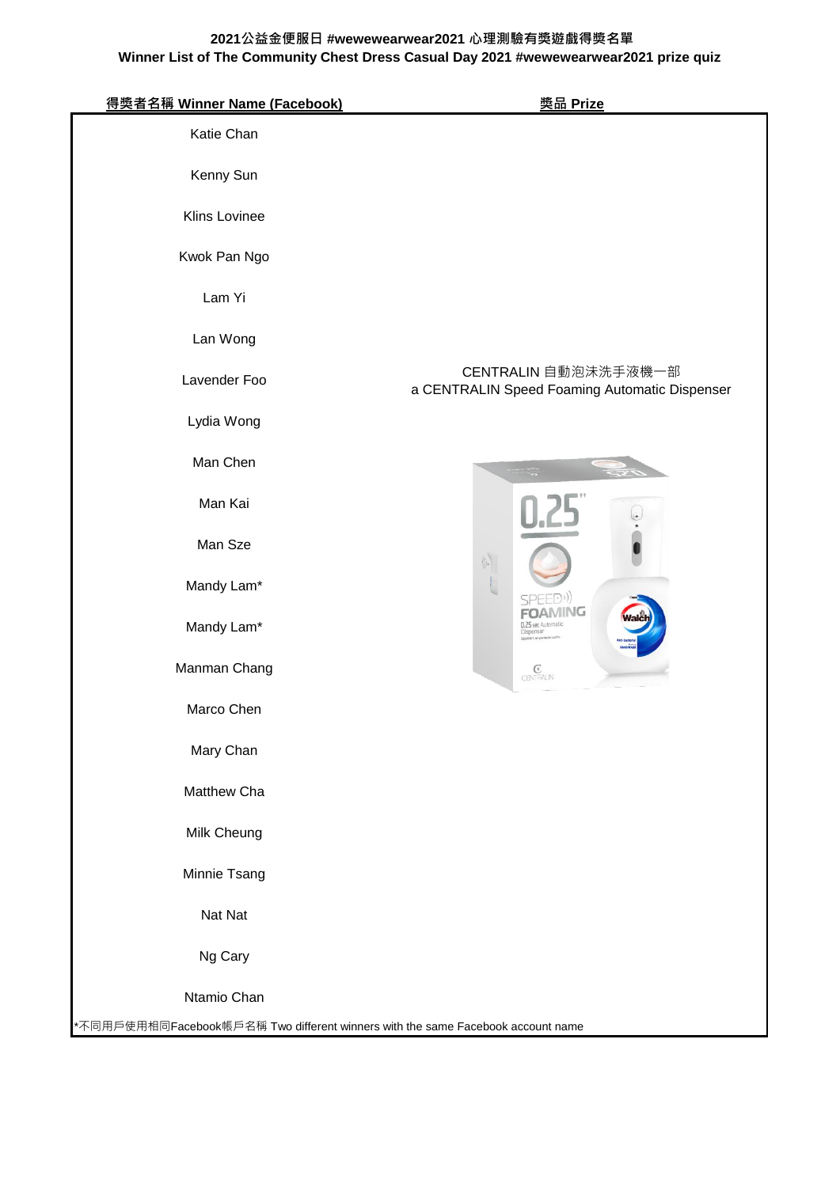**2021公益金便服日 #wewewearwear2021 心理測驗有獎遊戲得獎名單**
**Winner List of The Community Chest Dress Casual Day 2021 #wewewearwear2021 prize quiz**

| 得獎者名稱 Winner Name (Facebook) | 獎品 Prize |
|---|---|
| Katie Chan | CENTRALIN 自動泡沫洗手液機一部<br>a CENTRALIN Speed Foaming Automatic Dispenser |
| Kenny Sun | |
| Klins Lovinee | |
| Kwok Pan Ngo | |
| Lam Yi | |
| Lan Wong | |
| Lavender Foo | |
| Lydia Wong | |
| Man Chen | |
| Man Kai | |
| Man Sze | |
| Mandy Lam* | |
| Mandy Lam* | |
| Manman Chang | |
| Marco Chen | |
| Mary Chan | |
| Matthew Cha | |
| Milk Cheung | |
| Minnie Tsang | |
| Nat Nat | |
| Ng Cary | |
| Ntamio Chan | |

*不同用戶使用相同Facebook帳戶名稱 Two different winners with the same Facebook account name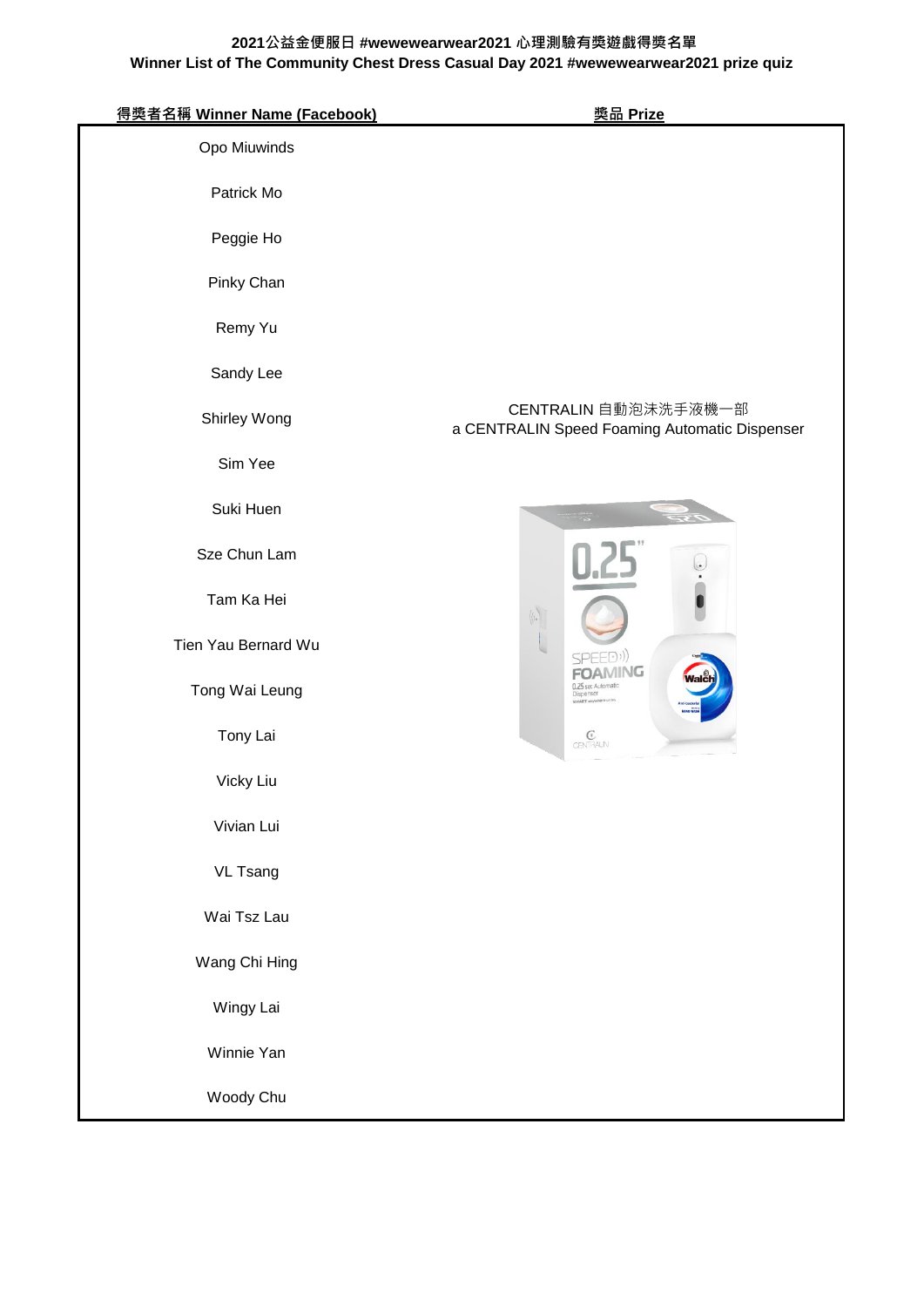**2021公益金便服日 #wewewearwear2021 心理測驗有獎遊戲得獎名單**

**Winner List of The Community Chest Dress Casual Day 2021 #wewewearwear2021 prize quiz**

| 得獎者名稱 Winner Name (Facebook) | 獎品 Prize |
|---|---|
| Opo Miuwinds | CENTRALIN 自動泡沫洗手液機一部<br>a CENTRALIN Speed Foaming Automatic Dispenser |
| Patrick Mo | |
| Peggie Ho | |
| Pinky Chan | |
| Remy Yu | |
| Sandy Lee | |
| Shirley Wong | |
| Sim Yee | |
| Suki Huen | |
| Sze Chun Lam | |
| Tam Ka Hei | |
| Tien Yau Bernard Wu | |
| Tong Wai Leung | |
| Tony Lai | |
| Vicky Liu | |
| Vivian Lui | |
| VL Tsang | |
| Wai Tsz Lau | |
| Wang Chi Hing | |
| Wingy Lai | |
| Winnie Yan | |
| Woody Chu | |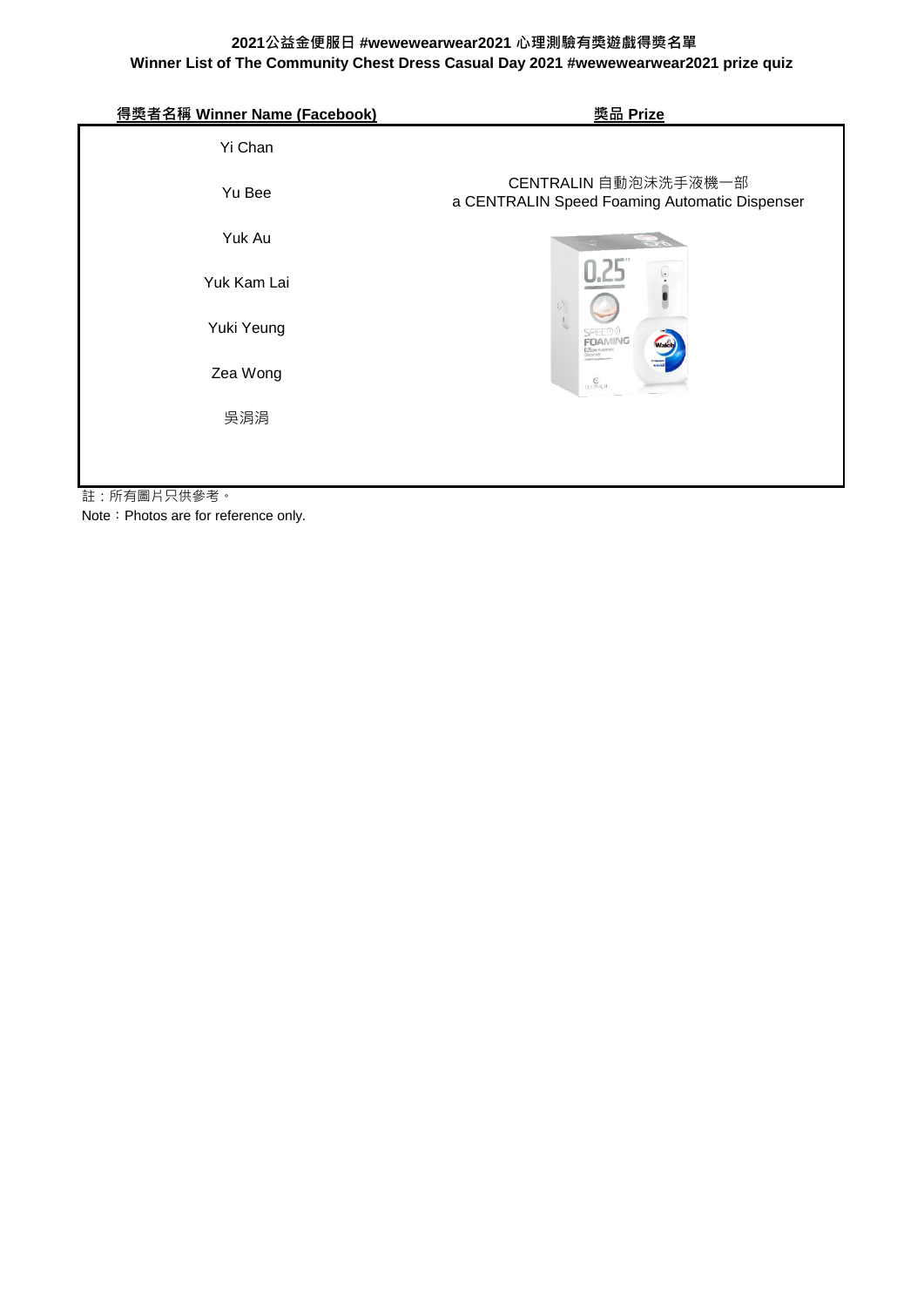**2021公益金便服日 #wewewearwear2021 心理測驗有獎遊戲得獎名單**
**Winner List of The Community Chest Dress Casual Day 2021 #wewewearwear2021 prize quiz**

| 得獎者名稱 Winner Name (Facebook) | 獎品 Prize |
|---|---|
| Yi Chan | CENTRALIN 自動泡沫洗手液機一部<br>a CENTRALIN Speed Foaming Automatic Dispenser |
| Yu Bee | |
| Yuk Au | |
| Yuk Kam Lai | |
| Yuki Yeung | |
| Zea Wong | |
| 吳涓涓 | |

註：所有圖片只供參考。

Note：Photos are for reference only.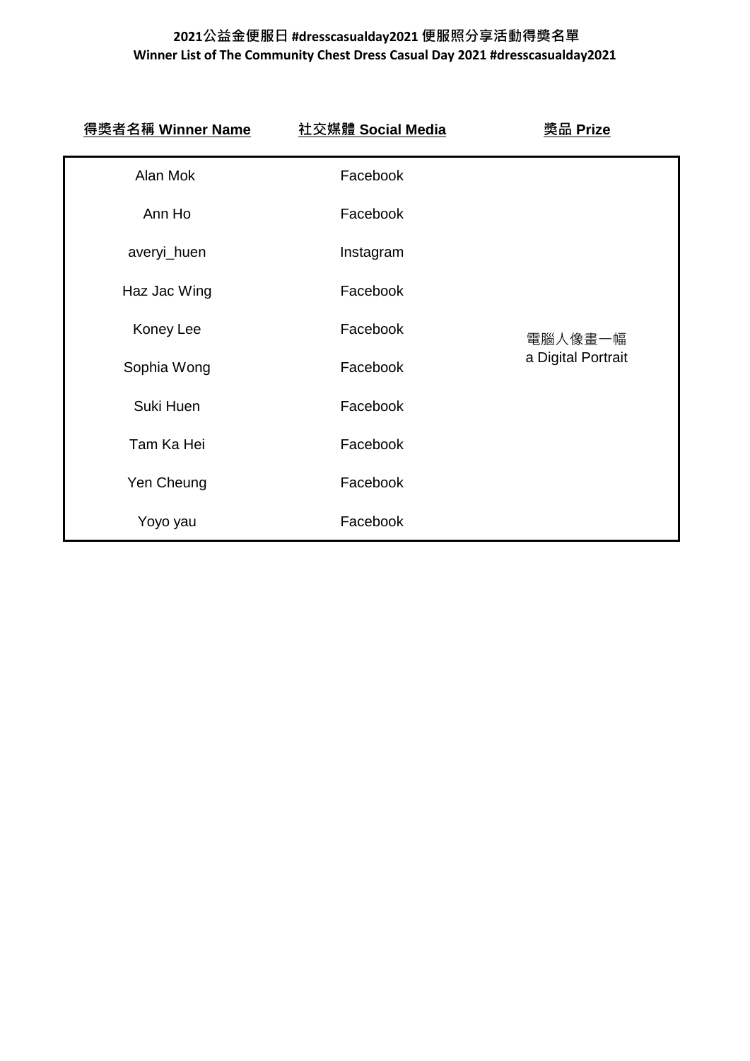**2021公益金便服日 #dresscasualday2021 便服照分享活動得獎名單**
**Winner List of The Community Chest Dress Casual Day 2021 #dresscasualday2021**

| 得獎者名稱 Winner Name | 社交媒體 Social Media | 獎品 Prize |
|---|---|---|
| Alan Mok | Facebook | 電腦人像畫一幅 a Digital Portrait |
| Ann Ho | Facebook | |
| averyi_huen | Instagram | |
| Haz Jac Wing | Facebook | |
| Koney Lee | Facebook | |
| Sophia Wong | Facebook | |
| Suki Huen | Facebook | |
| Tam Ka Hei | Facebook | |
| Yen Cheung | Facebook | |
| Yoyo yau | Facebook | |